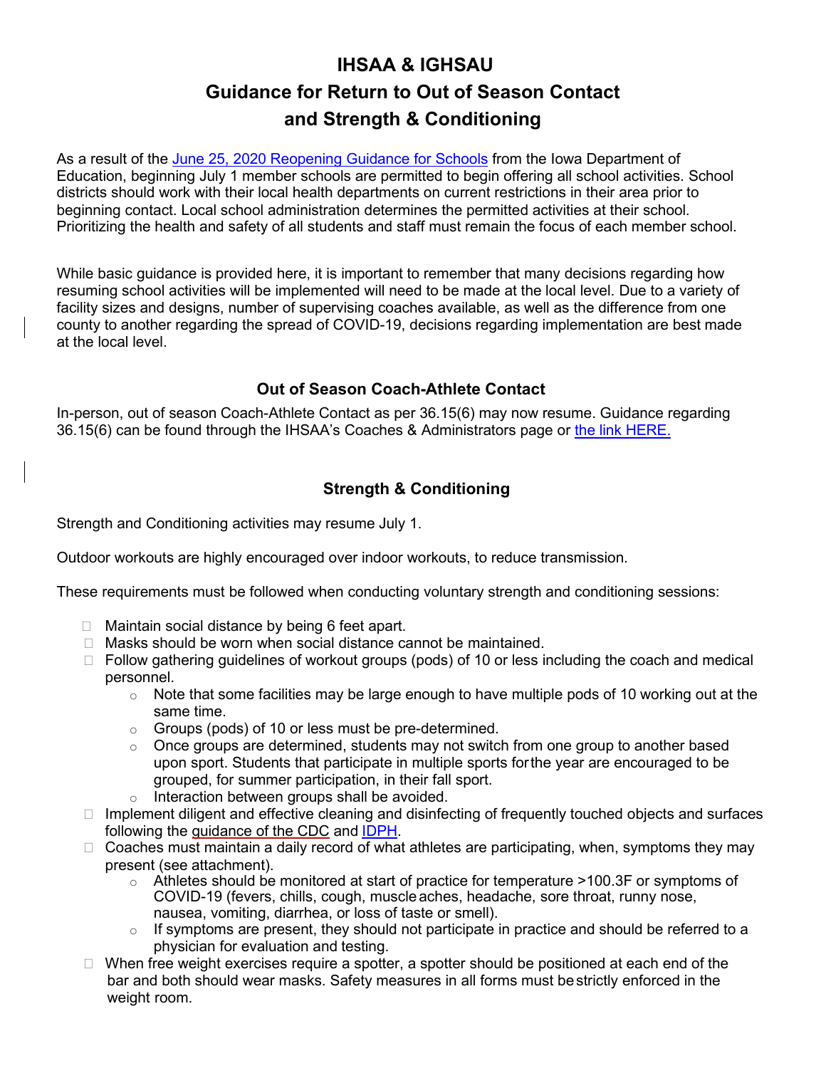# IHSAA & IGHSAU

## Guidance for Return to Out of Season Contact and Strength & Conditioning

As a result of the June 25, 2020 Reopening Guidance for Schools from the Iowa Department of Education, beginning July 1 member schools are permitted to begin offering all school activities. School districts should work with their local health departments on current restrictions in their area prior to beginning contact. Local school administration determines the permitted activities at their school. Prioritizing the health and safety of all students and staff must remain the focus of each member school.

While basic guidance is provided here, it is important to remember that many decisions regarding how resuming school activities will be implemented will need to be made at the local level. Due to a variety of facility sizes and designs, number of supervising coaches available, as well as the difference from one county to another regarding the spread of COVID-19, decisions regarding implementation are best made at the local level.

### Out of Season Coach-Athlete Contact

In-person, out of season Coach-Athlete Contact as per 36.15(6) may now resume. Guidance regarding 36.15(6) can be found through the IHSAA's Coaches & Administrators page or the link HERE.

### Strength & Conditioning

Strength and Conditioning activities may resume July 1.

Outdoor workouts are highly encouraged over indoor workouts, to reduce transmission.

These requirements must be followed when conducting voluntary strength and conditioning sessions:

- Maintain social distance by being 6 feet apart.
- Masks should be worn when social distance cannot be maintained.
- Follow gathering guidelines of workout groups (pods) of 10 or less including the coach and medical personnel.
  - Note that some facilities may be large enough to have multiple pods of 10 working out at the same time.
  - Groups (pods) of 10 or less must be pre-determined.
  - Once groups are determined, students may not switch from one group to another based upon sport. Students that participate in multiple sports for the year are encouraged to be grouped, for summer participation, in their fall sport.
  - Interaction between groups shall be avoided.
- Implement diligent and effective cleaning and disinfecting of frequently touched objects and surfaces following the guidance of the CDC and IDPH.
- Coaches must maintain a daily record of what athletes are participating, when, symptoms they may present (see attachment).
  - Athletes should be monitored at start of practice for temperature >100.3F or symptoms of COVID-19 (fevers, chills, cough, muscle aches, headache, sore throat, runny nose, nausea, vomiting, diarrhea, or loss of taste or smell).
  - If symptoms are present, they should not participate in practice and should be referred to a physician for evaluation and testing.
- When free weight exercises require a spotter, a spotter should be positioned at each end of the bar and both should wear masks. Safety measures in all forms must be strictly enforced in the weight room.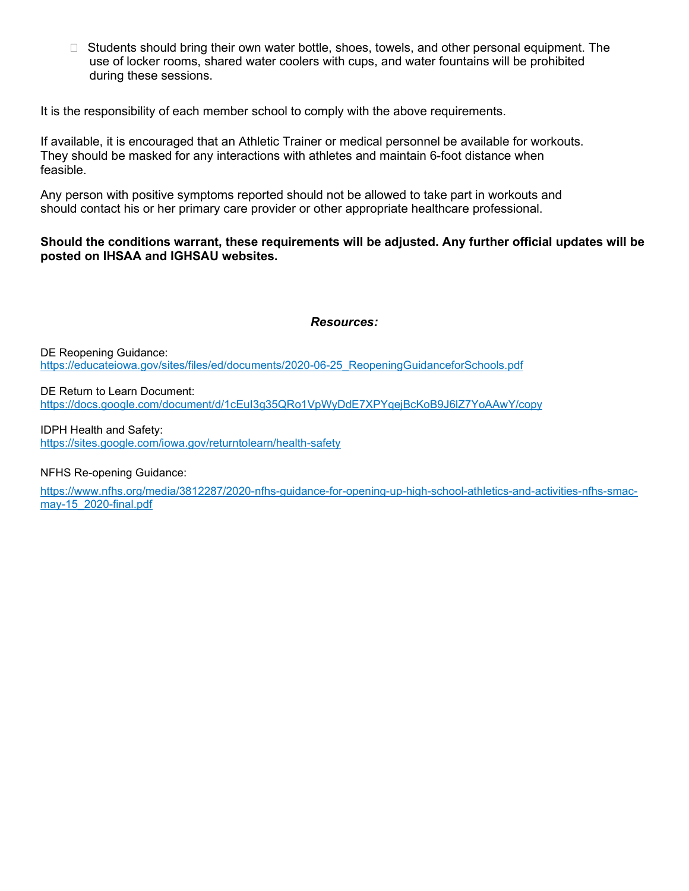- Students should bring their own water bottle, shoes, towels, and other personal equipment. The use of locker rooms, shared water coolers with cups, and water fountains will be prohibited during these sessions.

It is the responsibility of each member school to comply with the above requirements.

If available, it is encouraged that an Athletic Trainer or medical personnel be available for workouts. They should be masked for any interactions with athletes and maintain 6-foot distance when feasible.

Any person with positive symptoms reported should not be allowed to take part in workouts and should contact his or her primary care provider or other appropriate healthcare professional.

**Should the conditions warrant, these requirements will be adjusted. Any further official updates will be posted on IHSAA and IGHSAU websites.**

***Resources:***

DE Reopening Guidance:
https://educateiowa.gov/sites/files/ed/documents/2020-06-25_ReopeningGuidanceforSchools.pdf

DE Return to Learn Document:
https://docs.google.com/document/d/1cEuI3g35QRo1VpWyDdE7XPYqejBcKoB9J6lZ7YoAAwY/copy

IDPH Health and Safety:
https://sites.google.com/iowa.gov/returntolearn/health-safety

NFHS Re-opening Guidance:

https://www.nfhs.org/media/3812287/2020-nfhs-guidance-for-opening-up-high-school-athletics-and-activities-nfhs-smac-may-15_2020-final.pdf